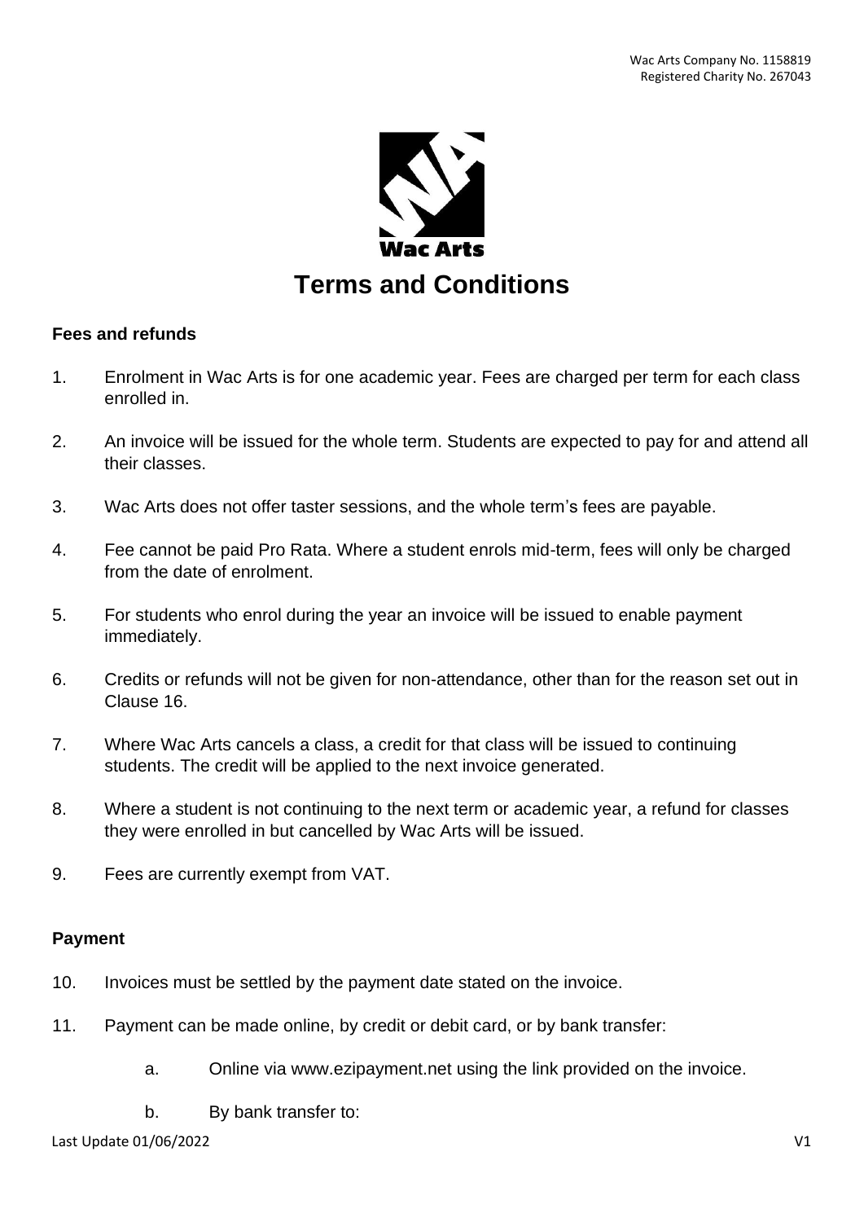Wac Arts Company No. 1158819
Registered Charity No. 267043

Wac Arts

# Terms and Conditions

## Fees and refunds

1. Enrolment in Wac Arts is for one academic year. Fees are charged per term for each class enrolled in.

2. An invoice will be issued for the whole term. Students are expected to pay for and attend all their classes.

3. Wac Arts does not offer taster sessions, and the whole term's fees are payable.

4. Fee cannot be paid Pro Rata. Where a student enrols mid-term, fees will only be charged from the date of enrolment.

5. For students who enrol during the year an invoice will be issued to enable payment immediately.

6. Credits or refunds will not be given for non-attendance, other than for the reason set out in Clause 16.

7. Where Wac Arts cancels a class, a credit for that class will be issued to continuing students. The credit will be applied to the next invoice generated.

8. Where a student is not continuing to the next term or academic year, a refund for classes they were enrolled in but cancelled by Wac Arts will be issued.

9. Fees are currently exempt from VAT.

## Payment

10. Invoices must be settled by the payment date stated on the invoice.

11. Payment can be made online, by credit or debit card, or by bank transfer:

    a. Online via www.ezipayment.net using the link provided on the invoice.

    b. By bank transfer to: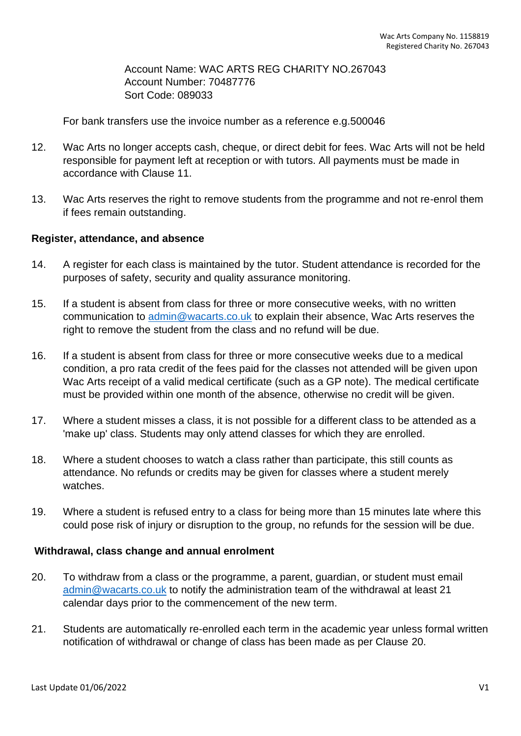Account Name: WAC ARTS REG CHARITY NO.267043
Account Number: 70487776
Sort Code: 089033

For bank transfers use the invoice number as a reference e.g.500046

12. Wac Arts no longer accepts cash, cheque, or direct debit for fees. Wac Arts will not be held responsible for payment left at reception or with tutors. All payments must be made in accordance with Clause 11.

13. Wac Arts reserves the right to remove students from the programme and not re-enrol them if fees remain outstanding.

**Register, attendance, and absence**

14. A register for each class is maintained by the tutor. Student attendance is recorded for the purposes of safety, security and quality assurance monitoring.

15. If a student is absent from class for three or more consecutive weeks, with no written communication to admin@wacarts.co.uk to explain their absence, Wac Arts reserves the right to remove the student from the class and no refund will be due.

16. If a student is absent from class for three or more consecutive weeks due to a medical condition, a pro rata credit of the fees paid for the classes not attended will be given upon Wac Arts receipt of a valid medical certificate (such as a GP note). The medical certificate must be provided within one month of the absence, otherwise no credit will be given.

17. Where a student misses a class, it is not possible for a different class to be attended as a 'make up' class. Students may only attend classes for which they are enrolled.

18. Where a student chooses to watch a class rather than participate, this still counts as attendance. No refunds or credits may be given for classes where a student merely watches.

19. Where a student is refused entry to a class for being more than 15 minutes late where this could pose risk of injury or disruption to the group, no refunds for the session will be due.

**Withdrawal, class change and annual enrolment**

20. To withdraw from a class or the programme, a parent, guardian, or student must email admin@wacarts.co.uk to notify the administration team of the withdrawal at least 21 calendar days prior to the commencement of the new term.

21. Students are automatically re-enrolled each term in the academic year unless formal written notification of withdrawal or change of class has been made as per Clause 20.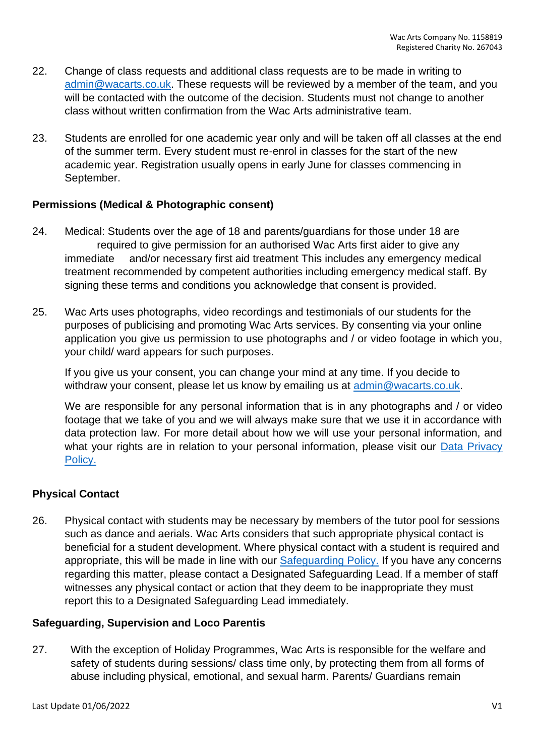22. Change of class requests and additional class requests are to be made in writing to [admin@wacarts.co.uk](mailto:admin@wacarts.co.uk). These requests will be reviewed by a member of the team, and you will be contacted with the outcome of the decision. Students must not change to another class without written confirmation from the Wac Arts administrative team.

23. Students are enrolled for one academic year only and will be taken off all classes at the end of the summer term. Every student must re-enrol in classes for the start of the new academic year. Registration usually opens in early June for classes commencing in September.

**Permissions (Medical & Photographic consent)**

24. Medical: Students over the age of 18 and parents/guardians for those under 18 are required to give permission for an authorised Wac Arts first aider to give any immediate and/or necessary first aid treatment This includes any emergency medical treatment recommended by competent authorities including emergency medical staff. By signing these terms and conditions you acknowledge that consent is provided.

25. Wac Arts uses photographs, video recordings and testimonials of our students for the purposes of publicising and promoting Wac Arts services. By consenting via your online application you give us permission to use photographs and / or video footage in which you, your child/ ward appears for such purposes.

    If you give us your consent, you can change your mind at any time. If you decide to withdraw your consent, please let us know by emailing us at [admin@wacarts.co.uk](mailto:admin@wacarts.co.uk).

    We are responsible for any personal information that is in any photographs and / or video footage that we take of you and we will always make sure that we use it in accordance with data protection law. For more detail about how we will use your personal information, and what your rights are in relation to your personal information, please visit our Data Privacy Policy.

**Physical Contact**

26. Physical contact with students may be necessary by members of the tutor pool for sessions such as dance and aerials. Wac Arts considers that such appropriate physical contact is beneficial for a student development. Where physical contact with a student is required and appropriate, this will be made in line with our Safeguarding Policy. If you have any concerns regarding this matter, please contact a Designated Safeguarding Lead. If a member of staff witnesses any physical contact or action that they deem to be inappropriate they must report this to a Designated Safeguarding Lead immediately.

**Safeguarding, Supervision and Loco Parentis**

27. With the exception of Holiday Programmes, Wac Arts is responsible for the welfare and safety of students during sessions/ class time only, by protecting them from all forms of abuse including physical, emotional, and sexual harm. Parents/ Guardians remain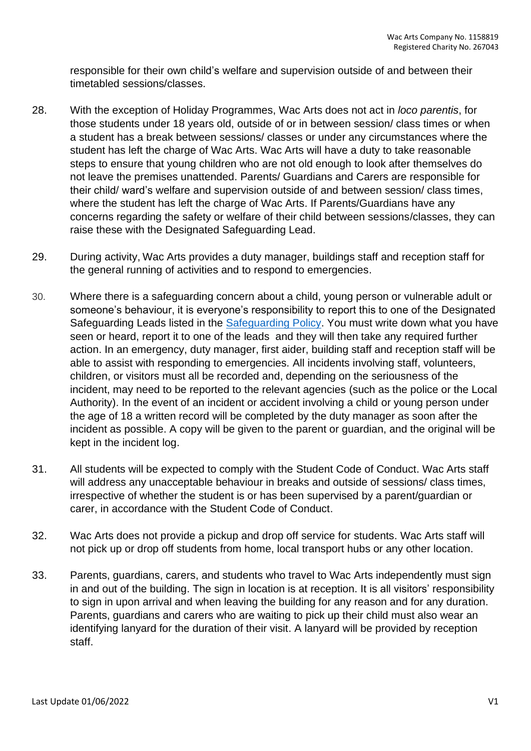responsible for their own child's welfare and supervision outside of and between their timetabled sessions/classes.

28. With the exception of Holiday Programmes, Wac Arts does not act in *loco parentis*, for those students under 18 years old, outside of or in between session/ class times or when a student has a break between sessions/ classes or under any circumstances where the student has left the charge of Wac Arts. Wac Arts will have a duty to take reasonable steps to ensure that young children who are not old enough to look after themselves do not leave the premises unattended. Parents/ Guardians and Carers are responsible for their child/ ward's welfare and supervision outside of and between session/ class times, where the student has left the charge of Wac Arts. If Parents/Guardians have any concerns regarding the safety or welfare of their child between sessions/classes, they can raise these with the Designated Safeguarding Lead.

29. During activity, Wac Arts provides a duty manager, buildings staff and reception staff for the general running of activities and to respond to emergencies.

30. Where there is a safeguarding concern about a child, young person or vulnerable adult or someone's behaviour, it is everyone's responsibility to report this to one of the Designated Safeguarding Leads listed in the Safeguarding Policy. You must write down what you have seen or heard, report it to one of the leads and they will then take any required further action. In an emergency, duty manager, first aider, building staff and reception staff will be able to assist with responding to emergencies. All incidents involving staff, volunteers, children, or visitors must all be recorded and, depending on the seriousness of the incident, may need to be reported to the relevant agencies (such as the police or the Local Authority). In the event of an incident or accident involving a child or young person under the age of 18 a written record will be completed by the duty manager as soon after the incident as possible. A copy will be given to the parent or guardian, and the original will be kept in the incident log.

31. All students will be expected to comply with the Student Code of Conduct. Wac Arts staff will address any unacceptable behaviour in breaks and outside of sessions/ class times, irrespective of whether the student is or has been supervised by a parent/guardian or carer, in accordance with the Student Code of Conduct.

32. Wac Arts does not provide a pickup and drop off service for students. Wac Arts staff will not pick up or drop off students from home, local transport hubs or any other location.

33. Parents, guardians, carers, and students who travel to Wac Arts independently must sign in and out of the building. The sign in location is at reception. It is all visitors' responsibility to sign in upon arrival and when leaving the building for any reason and for any duration. Parents, guardians and carers who are waiting to pick up their child must also wear an identifying lanyard for the duration of their visit. A lanyard will be provided by reception staff.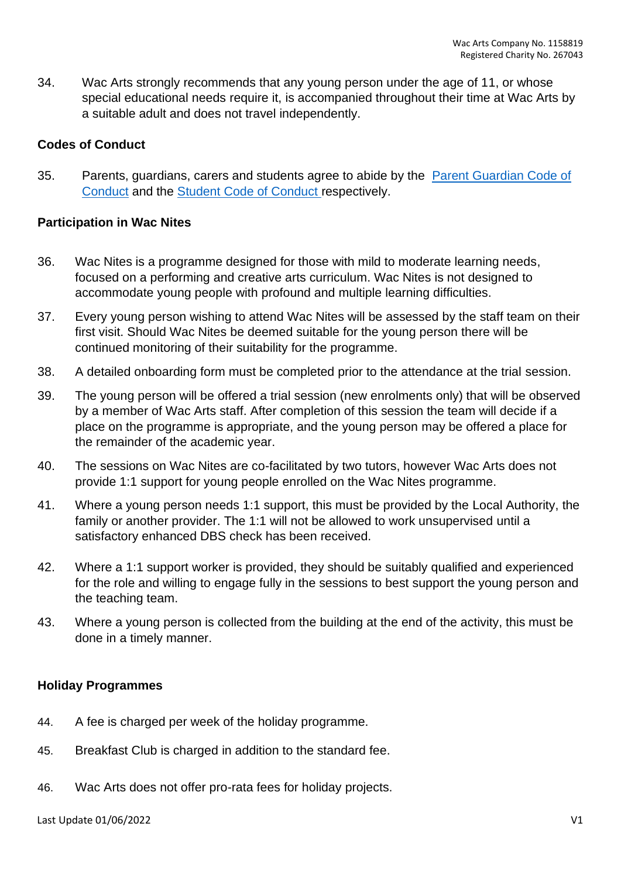34. Wac Arts strongly recommends that any young person under the age of 11, or whose special educational needs require it, is accompanied throughout their time at Wac Arts by a suitable adult and does not travel independently.

**Codes of Conduct**

35. Parents, guardians, carers and students agree to abide by the [Parent Guardian Code of Conduct] and the [Student Code of Conduct] respectively.

**Participation in Wac Nites**

36. Wac Nites is a programme designed for those with mild to moderate learning needs, focused on a performing and creative arts curriculum. Wac Nites is not designed to accommodate young people with profound and multiple learning difficulties.

37. Every young person wishing to attend Wac Nites will be assessed by the staff team on their first visit. Should Wac Nites be deemed suitable for the young person there will be continued monitoring of their suitability for the programme.

38. A detailed onboarding form must be completed prior to the attendance at the trial session.

39. The young person will be offered a trial session (new enrolments only) that will be observed by a member of Wac Arts staff. After completion of this session the team will decide if a place on the programme is appropriate, and the young person may be offered a place for the remainder of the academic year.

40. The sessions on Wac Nites are co-facilitated by two tutors, however Wac Arts does not provide 1:1 support for young people enrolled on the Wac Nites programme.

41. Where a young person needs 1:1 support, this must be provided by the Local Authority, the family or another provider. The 1:1 will not be allowed to work unsupervised until a satisfactory enhanced DBS check has been received.

42. Where a 1:1 support worker is provided, they should be suitably qualified and experienced for the role and willing to engage fully in the sessions to best support the young person and the teaching team.

43. Where a young person is collected from the building at the end of the activity, this must be done in a timely manner.

**Holiday Programmes**

44. A fee is charged per week of the holiday programme.

45. Breakfast Club is charged in addition to the standard fee.

46. Wac Arts does not offer pro-rata fees for holiday projects.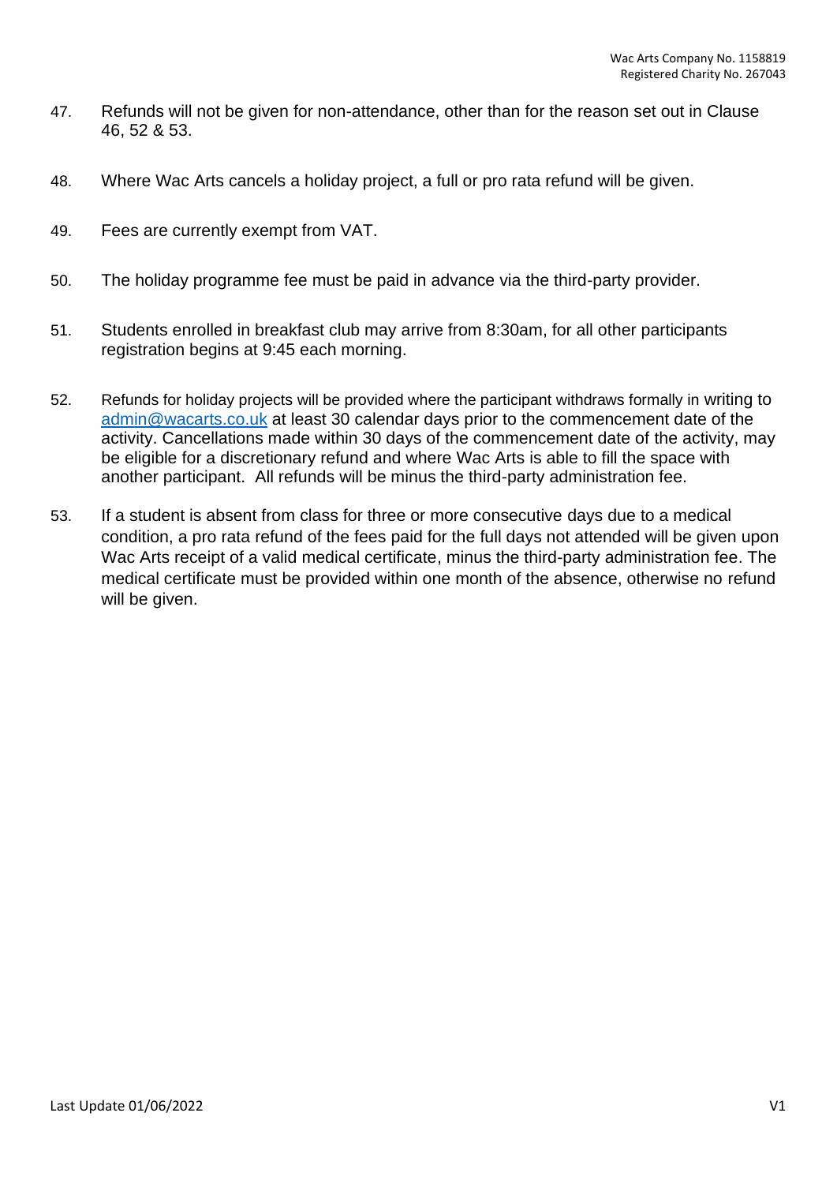47. Refunds will not be given for non-attendance, other than for the reason set out in Clause 46, 52 & 53.

48. Where Wac Arts cancels a holiday project, a full or pro rata refund will be given.

49. Fees are currently exempt from VAT.

50. The holiday programme fee must be paid in advance via the third-party provider.

51. Students enrolled in breakfast club may arrive from 8:30am, for all other participants registration begins at 9:45 each morning.

52. Refunds for holiday projects will be provided where the participant withdraws formally in writing to admin@wacarts.co.uk at least 30 calendar days prior to the commencement date of the activity. Cancellations made within 30 days of the commencement date of the activity, may be eligible for a discretionary refund and where Wac Arts is able to fill the space with another participant. All refunds will be minus the third-party administration fee.

53. If a student is absent from class for three or more consecutive days due to a medical condition, a pro rata refund of the fees paid for the full days not attended will be given upon Wac Arts receipt of a valid medical certificate, minus the third-party administration fee. The medical certificate must be provided within one month of the absence, otherwise no refund will be given.